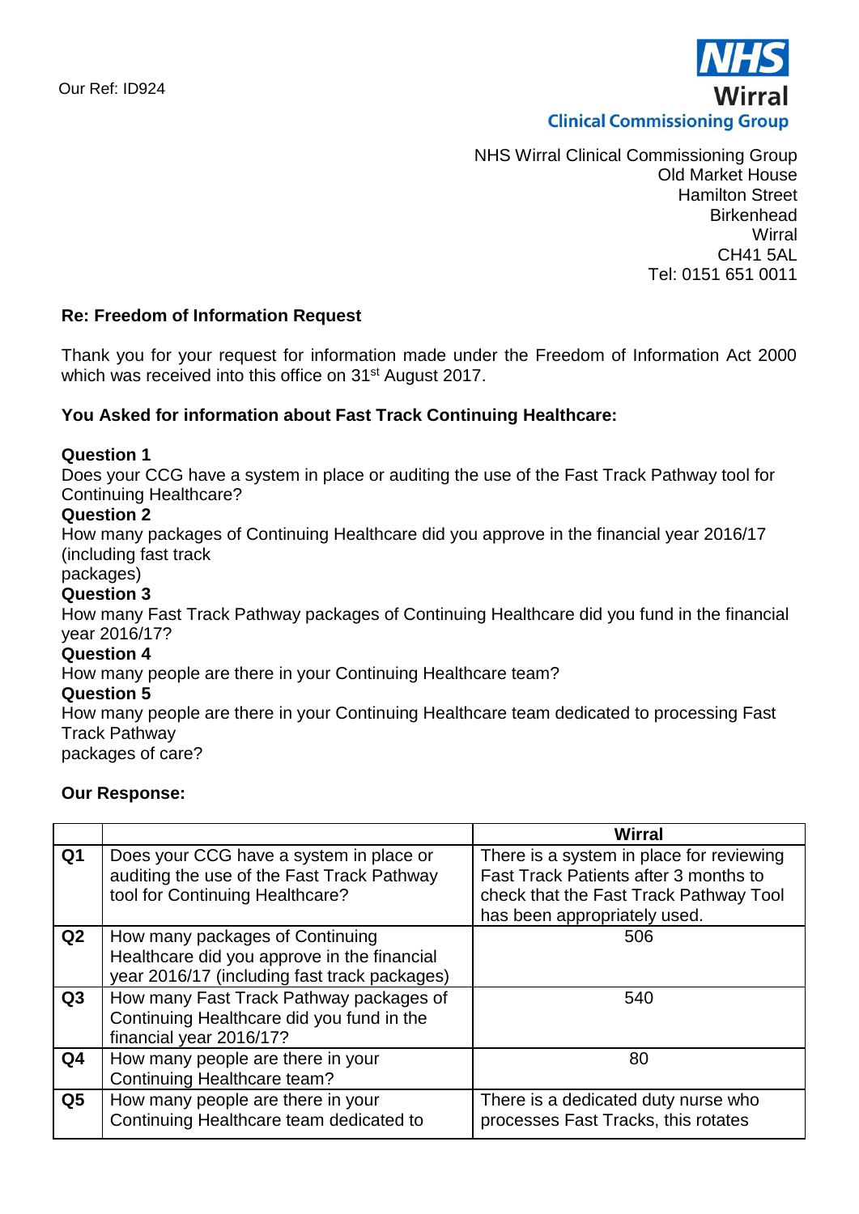Our Ref: ID924

NHS Wirral Clinical Commissioning Group
Old Market House
Hamilton Street
Birkenhead
Wirral
CH41 5AL
Tel: 0151 651 0011

**Re: Freedom of Information Request**

Thank you for your request for information made under the Freedom of Information Act 2000 which was received into this office on 31st August 2017.

**You Asked for information about Fast Track Continuing Healthcare:**

**Question 1**
Does your CCG have a system in place or auditing the use of the Fast Track Pathway tool for Continuing Healthcare?
**Question 2**
How many packages of Continuing Healthcare did you approve in the financial year 2016/17 (including fast track packages)
**Question 3**
How many Fast Track Pathway packages of Continuing Healthcare did you fund in the financial year 2016/17?
**Question 4**
How many people are there in your Continuing Healthcare team?
**Question 5**
How many people are there in your Continuing Healthcare team dedicated to processing Fast Track Pathway packages of care?

**Our Response:**

| | | **Wirral** |
|---|---|---|
| **Q1** | Does your CCG have a system in place or auditing the use of the Fast Track Pathway tool for Continuing Healthcare? | There is a system in place for reviewing Fast Track Patients after 3 months to check that the Fast Track Pathway Tool has been appropriately used. |
| **Q2** | How many packages of Continuing Healthcare did you approve in the financial year 2016/17 (including fast track packages) | 506 |
| **Q3** | How many Fast Track Pathway packages of Continuing Healthcare did you fund in the financial year 2016/17? | 540 |
| **Q4** | How many people are there in your Continuing Healthcare team? | 80 |
| **Q5** | How many people are there in your Continuing Healthcare team dedicated to | There is a dedicated duty nurse who processes Fast Tracks, this rotates |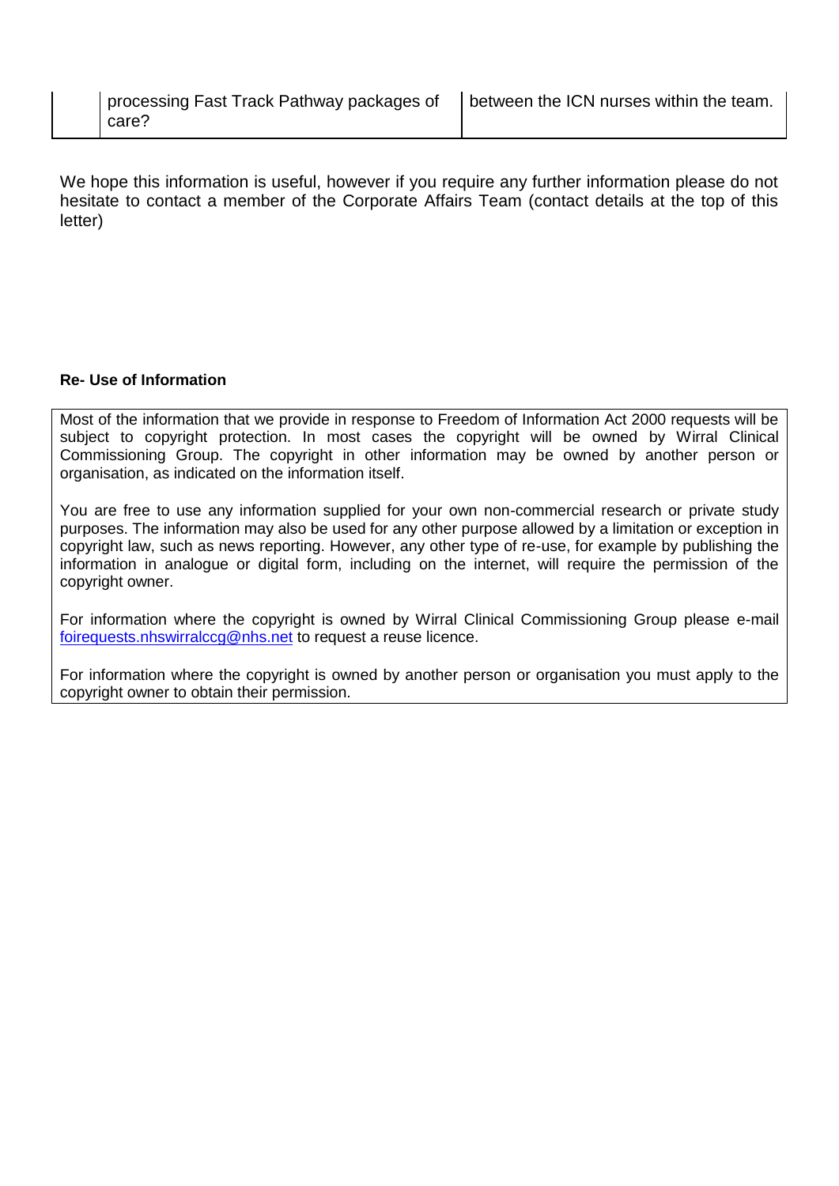| | | |
|---|---|---|
| | processing Fast Track Pathway packages of care? | between the ICN nurses within the team. |

We hope this information is useful, however if you require any further information please do not hesitate to contact a member of the Corporate Affairs Team (contact details at the top of this letter)

**Re- Use of Information**

Most of the information that we provide in response to Freedom of Information Act 2000 requests will be subject to copyright protection. In most cases the copyright will be owned by Wirral Clinical Commissioning Group. The copyright in other information may be owned by another person or organisation, as indicated on the information itself.

You are free to use any information supplied for your own non-commercial research or private study purposes. The information may also be used for any other purpose allowed by a limitation or exception in copyright law, such as news reporting. However, any other type of re-use, for example by publishing the information in analogue or digital form, including on the internet, will require the permission of the copyright owner.

For information where the copyright is owned by Wirral Clinical Commissioning Group please e-mail foirequests.nhswirralccg@nhs.net to request a reuse licence.

For information where the copyright is owned by another person or organisation you must apply to the copyright owner to obtain their permission.